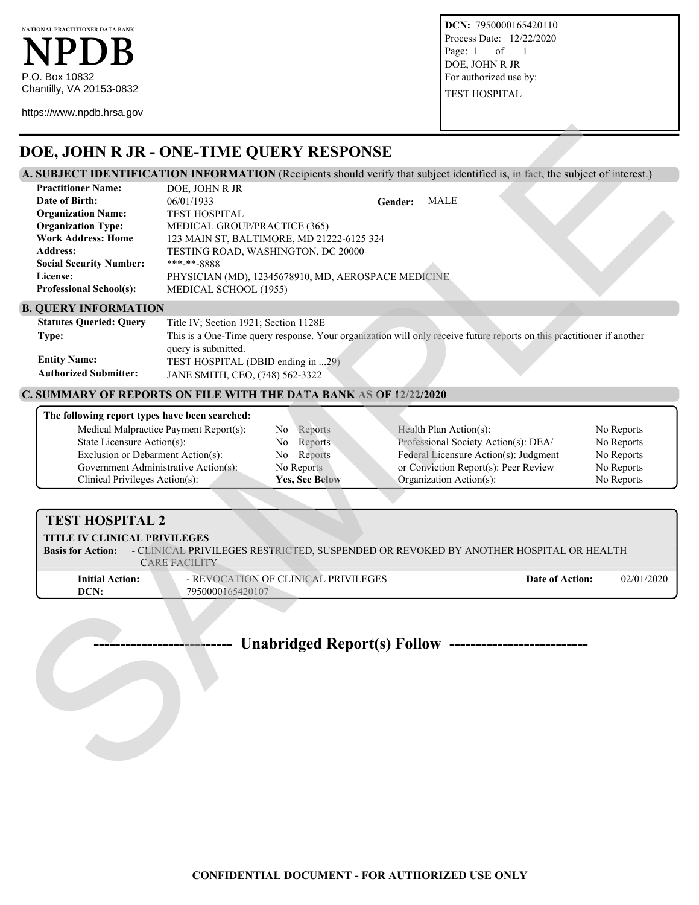NATIONAL PRACTITIONER DATA BANK

# NPDB

P.O. Box 10832
Chantilly, VA 20153-0832

https://www.npdb.hrsa.gov

**DCN:** 7950000165420110
Process Date: 12/22/2020
Page: 1 of 1
DOE, JOHN R JR
For authorized use by:
TEST HOSPITAL

# DOE, JOHN R JR - ONE-TIME QUERY RESPONSE

## A. SUBJECT IDENTIFICATION INFORMATION (Recipients should verify that subject identified is, in fact, the subject of interest.)

**Practitioner Name:** DOE, JOHN R JR
**Date of Birth:** 06/01/1933 **Gender:** MALE
**Organization Name:** TEST HOSPITAL
**Organization Type:** MEDICAL GROUP/PRACTICE (365)
**Work Address:** 123 MAIN ST, BALTIMORE, MD 21222-6125
**Home Address:** 324 TESTING ROAD, WASHINGTON, DC 20000
**Social Security Number:** ***-**-8888
**License:** PHYSICIAN (MD), 12345678910, MD, AEROSPACE MEDICINE
**Professional School(s):** MEDICAL SCHOOL (1955)

## B. QUERY INFORMATION

**Statutes Queried:** Title IV; Section 1921; Section 1128E
**Query Type:** This is a One-Time query response. Your organization will only receive future reports on this practitioner if another query is submitted.
**Entity Name:** TEST HOSPITAL (DBID ending in ...29)
**Authorized Submitter:** JANE SMITH, CEO, (748) 562-3322

## C. SUMMARY OF REPORTS ON FILE WITH THE DATA BANK AS OF 12/22/2020

**The following report types have been searched:**

| Report Type | Result | Report Type | Result |
|---|---|---|---|
| Medical Malpractice Payment Report(s): | No Reports | Health Plan Action(s): | No Reports |
| State Licensure Action(s): | No Reports | Professional Society Action(s): | No Reports |
| Exclusion or Debarment Action(s): | No Reports | DEA/Federal Licensure Action(s): | No Reports |
| Government Administrative Action(s): | No Reports | Judgment or Conviction Report(s): | No Reports |
| Clinical Privileges Action(s): | **Yes, See Below** | Peer Review Organization Action(s): | No Reports |

### TEST HOSPITAL 2

**TITLE IV CLINICAL PRIVILEGES**

**Basis for Action:** - CLINICAL PRIVILEGES RESTRICTED, SUSPENDED OR REVOKED BY ANOTHER HOSPITAL OR HEALTH CARE FACILITY

**Initial Action:** - REVOCATION OF CLINICAL PRIVILEGES **Date of Action:** 02/01/2020
**DCN:** 7950000165420107

**-------------------------- Unabridged Report(s) Follow --------------------------**

**CONFIDENTIAL DOCUMENT - FOR AUTHORIZED USE ONLY**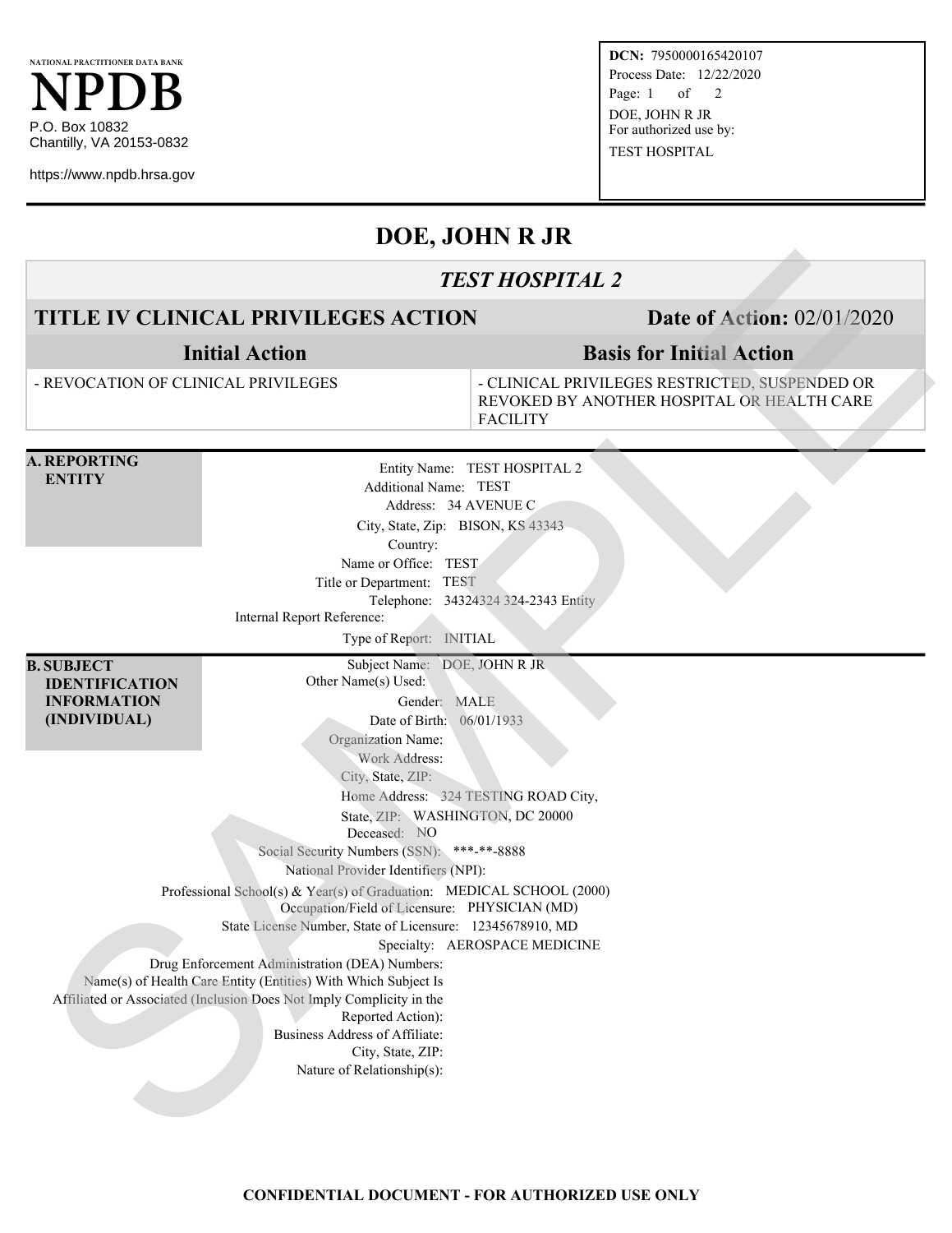NATIONAL PRACTITIONER DATA BANK

# NPDB

P.O. Box 10832
Chantilly, VA 20153-0832

https://www.npdb.hrsa.gov

**DCN:** 7950000165420107
Process Date: 12/22/2020
DOE, JOHN R JR
For authorized use by:
TEST HOSPITAL

## DOE, JOHN R JR

### *TEST HOSPITAL 2*

| **TITLE IV CLINICAL PRIVILEGES ACTION** | **Date of Action:** 02/01/2020 |
|---|---|
| **Initial Action** | **Basis for Initial Action** |
| - REVOCATION OF CLINICAL PRIVILEGES | - CLINICAL PRIVILEGES RESTRICTED, SUSPENDED OR REVOKED BY ANOTHER HOSPITAL OR HEALTH CARE FACILITY |

### A. REPORTING ENTITY

Entity Name: TEST HOSPITAL 2
Additional Name: TEST
Address: 34 AVENUE C
City, State, Zip: BISON, KS 43343
Country:
Name or Office: TEST
Title or Department: TEST
Telephone: 34324324 324-2343 Entity
Internal Report Reference:
Type of Report: INITIAL

### B. SUBJECT IDENTIFICATION INFORMATION (INDIVIDUAL)

Subject Name: DOE, JOHN R JR
Other Name(s) Used:
Gender: MALE
Date of Birth: 06/01/1933
Organization Name:
Work Address:
City, State, ZIP:
Home Address: 324 TESTING ROAD City,
State, ZIP: WASHINGTON, DC 20000
Deceased: NO
Social Security Numbers (SSN): ***-**-8888
National Provider Identifiers (NPI):
Professional School(s) & Year(s) of Graduation: MEDICAL SCHOOL (2000)
Occupation/Field of Licensure: PHYSICIAN (MD)
State License Number, State of Licensure: 12345678910, MD
Specialty: AEROSPACE MEDICINE
Drug Enforcement Administration (DEA) Numbers:
Name(s) of Health Care Entity (Entities) With Which Subject Is Affiliated or Associated (Inclusion Does Not Imply Complicity in the Reported Action):
Business Address of Affiliate:
City, State, ZIP:
Nature of Relationship(s):

**CONFIDENTIAL DOCUMENT - FOR AUTHORIZED USE ONLY**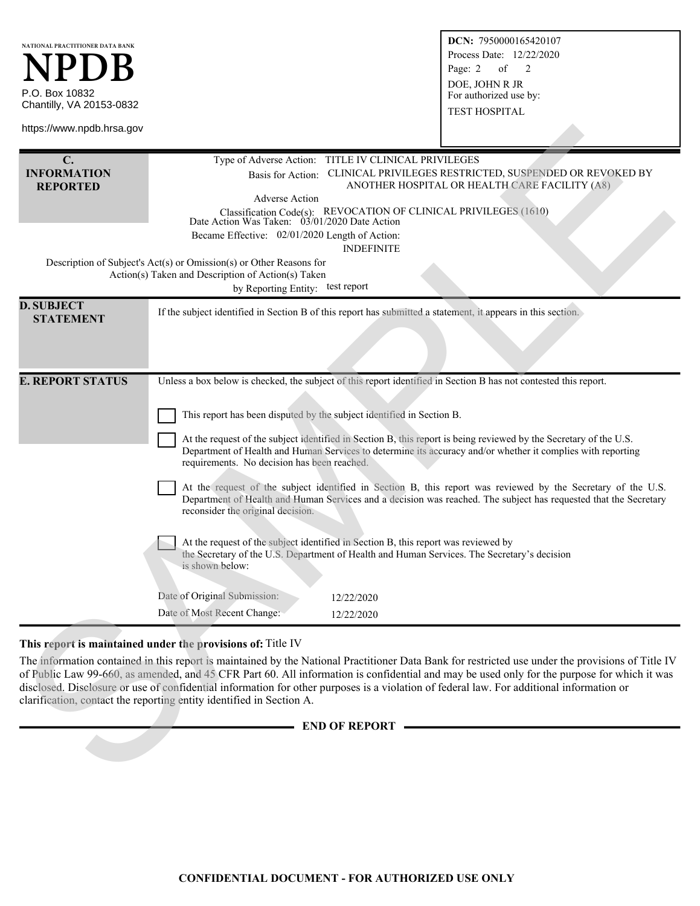NATIONAL PRACTITIONER DATA BANK

# NPDB

P.O. Box 10832
Chantilly, VA 20153-0832

https://www.npdb.hrsa.gov

**DCN:** 7950000165420107
Process Date: 12/22/2020
DOE, JOHN R JR
For authorized use by:
TEST HOSPITAL

## C. INFORMATION REPORTED

Type of Adverse Action: TITLE IV CLINICAL PRIVILEGES

Basis for Action: CLINICAL PRIVILEGES RESTRICTED, SUSPENDED OR REVOKED BY ANOTHER HOSPITAL OR HEALTH CARE FACILITY (A8)

Adverse Action Classification Code(s): REVOCATION OF CLINICAL PRIVILEGES (1610)

Date Action Was Taken: 03/01/2020

Date Action Became Effective: 02/01/2020

Length of Action: INDEFINITE

Description of Subject's Act(s) or Omission(s) or Other Reasons for Action(s) Taken and Description of Action(s) Taken by Reporting Entity: test report

## D. SUBJECT STATEMENT

If the subject identified in Section B of this report has submitted a statement, it appears in this section.

## E. REPORT STATUS

Unless a box below is checked, the subject of this report identified in Section B has not contested this report.

- [ ] This report has been disputed by the subject identified in Section B.
- [ ] At the request of the subject identified in Section B, this report is being reviewed by the Secretary of the U.S. Department of Health and Human Services to determine its accuracy and/or whether it complies with reporting requirements. No decision has been reached.
- [ ] At the request of the subject identified in Section B, this report was reviewed by the Secretary of the U.S. Department of Health and Human Services and a decision was reached. The subject has requested that the Secretary reconsider the original decision.
- [ ] At the request of the subject identified in Section B, this report was reviewed by the Secretary of the U.S. Department of Health and Human Services. The Secretary's decision is shown below:

Date of Original Submission: 12/22/2020

Date of Most Recent Change: 12/22/2020

**This report is maintained under the provisions of:** Title IV

The information contained in this report is maintained by the National Practitioner Data Bank for restricted use under the provisions of Title IV of Public Law 99-660, as amended, and 45 CFR Part 60. All information is confidential and may be used only for the purpose for which it was disclosed. Disclosure or use of confidential information for other purposes is a violation of federal law. For additional information or clarification, contact the reporting entity identified in Section A.

**END OF REPORT**

**CONFIDENTIAL DOCUMENT - FOR AUTHORIZED USE ONLY**